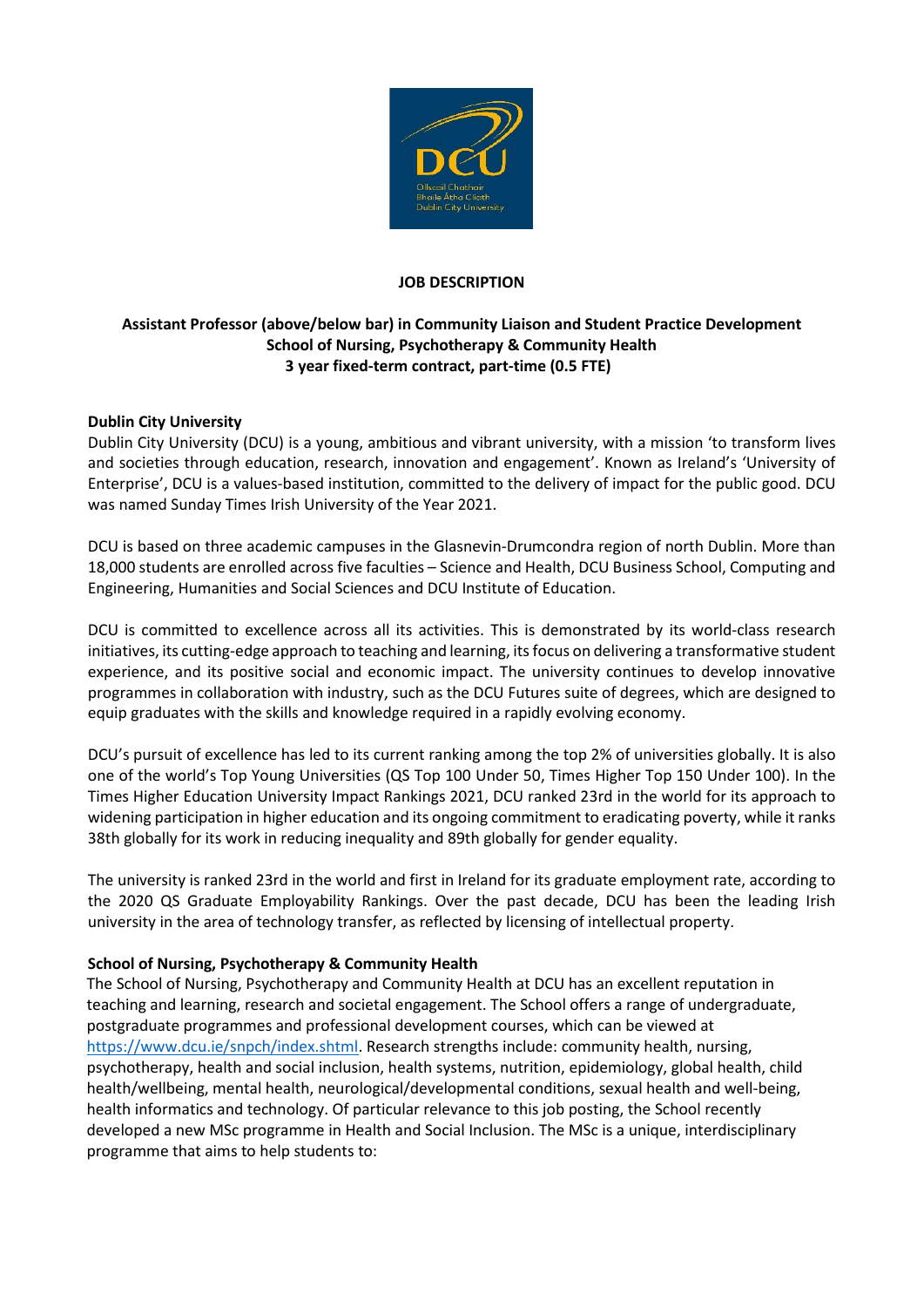**JOB DESCRIPTION**

**Assistant Professor (above/below bar) in Community Liaison and Student Practice Development**
**School of Nursing, Psychotherapy & Community Health**
**3 year fixed-term contract, part-time (0.5 FTE)**

**Dublin City University**

Dublin City University (DCU) is a young, ambitious and vibrant university, with a mission 'to transform lives and societies through education, research, innovation and engagement'. Known as Ireland's 'University of Enterprise', DCU is a values-based institution, committed to the delivery of impact for the public good. DCU was named Sunday Times Irish University of the Year 2021.

DCU is based on three academic campuses in the Glasnevin-Drumcondra region of north Dublin. More than 18,000 students are enrolled across five faculties – Science and Health, DCU Business School, Computing and Engineering, Humanities and Social Sciences and DCU Institute of Education.

DCU is committed to excellence across all its activities. This is demonstrated by its world-class research initiatives, its cutting-edge approach to teaching and learning, its focus on delivering a transformative student experience, and its positive social and economic impact. The university continues to develop innovative programmes in collaboration with industry, such as the DCU Futures suite of degrees, which are designed to equip graduates with the skills and knowledge required in a rapidly evolving economy.

DCU's pursuit of excellence has led to its current ranking among the top 2% of universities globally. It is also one of the world's Top Young Universities (QS Top 100 Under 50, Times Higher Top 150 Under 100). In the Times Higher Education University Impact Rankings 2021, DCU ranked 23rd in the world for its approach to widening participation in higher education and its ongoing commitment to eradicating poverty, while it ranks 38th globally for its work in reducing inequality and 89th globally for gender equality.

The university is ranked 23rd in the world and first in Ireland for its graduate employment rate, according to the 2020 QS Graduate Employability Rankings. Over the past decade, DCU has been the leading Irish university in the area of technology transfer, as reflected by licensing of intellectual property.

**School of Nursing, Psychotherapy & Community Health**

The School of Nursing, Psychotherapy and Community Health at DCU has an excellent reputation in teaching and learning, research and societal engagement. The School offers a range of undergraduate, postgraduate programmes and professional development courses, which can be viewed at https://www.dcu.ie/snpch/index.shtml. Research strengths include: community health, nursing, psychotherapy, health and social inclusion, health systems, nutrition, epidemiology, global health, child health/wellbeing, mental health, neurological/developmental conditions, sexual health and well-being, health informatics and technology. Of particular relevance to this job posting, the School recently developed a new MSc programme in Health and Social Inclusion. The MSc is a unique, interdisciplinary programme that aims to help students to: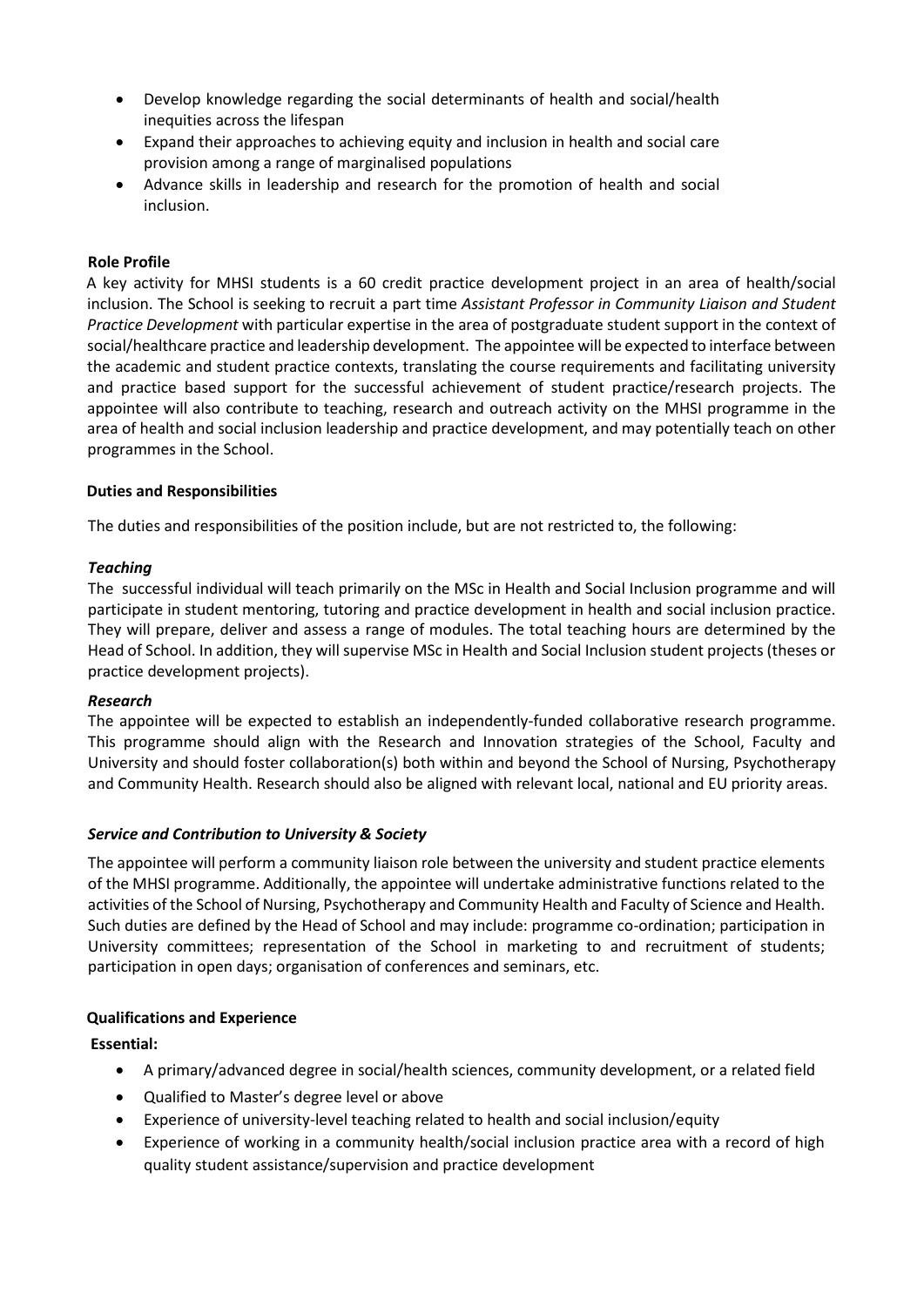- Develop knowledge regarding the social determinants of health and social/health inequities across the lifespan
- Expand their approaches to achieving equity and inclusion in health and social care provision among a range of marginalised populations
- Advance skills in leadership and research for the promotion of health and social inclusion.

**Role Profile**

A key activity for MHSI students is a 60 credit practice development project in an area of health/social inclusion. The School is seeking to recruit a part time *Assistant Professor in Community Liaison and Student Practice Development* with particular expertise in the area of postgraduate student support in the context of social/healthcare practice and leadership development. The appointee will be expected to interface between the academic and student practice contexts, translating the course requirements and facilitating university and practice based support for the successful achievement of student practice/research projects. The appointee will also contribute to teaching, research and outreach activity on the MHSI programme in the area of health and social inclusion leadership and practice development, and may potentially teach on other programmes in the School.

**Duties and Responsibilities**

The duties and responsibilities of the position include, but are not restricted to, the following:

***Teaching***

The successful individual will teach primarily on the MSc in Health and Social Inclusion programme and will participate in student mentoring, tutoring and practice development in health and social inclusion practice. They will prepare, deliver and assess a range of modules. The total teaching hours are determined by the Head of School. In addition, they will supervise MSc in Health and Social Inclusion student projects (theses or practice development projects).

***Research***

The appointee will be expected to establish an independently-funded collaborative research programme. This programme should align with the Research and Innovation strategies of the School, Faculty and University and should foster collaboration(s) both within and beyond the School of Nursing, Psychotherapy and Community Health. Research should also be aligned with relevant local, national and EU priority areas.

***Service and Contribution to University & Society***

The appointee will perform a community liaison role between the university and student practice elements of the MHSI programme. Additionally, the appointee will undertake administrative functions related to the activities of the School of Nursing, Psychotherapy and Community Health and Faculty of Science and Health. Such duties are defined by the Head of School and may include: programme co-ordination; participation in University committees; representation of the School in marketing to and recruitment of students; participation in open days; organisation of conferences and seminars, etc.

**Qualifications and Experience**

**Essential:**

- A primary/advanced degree in social/health sciences, community development, or a related field
- Qualified to Master's degree level or above
- Experience of university-level teaching related to health and social inclusion/equity
- Experience of working in a community health/social inclusion practice area with a record of high quality student assistance/supervision and practice development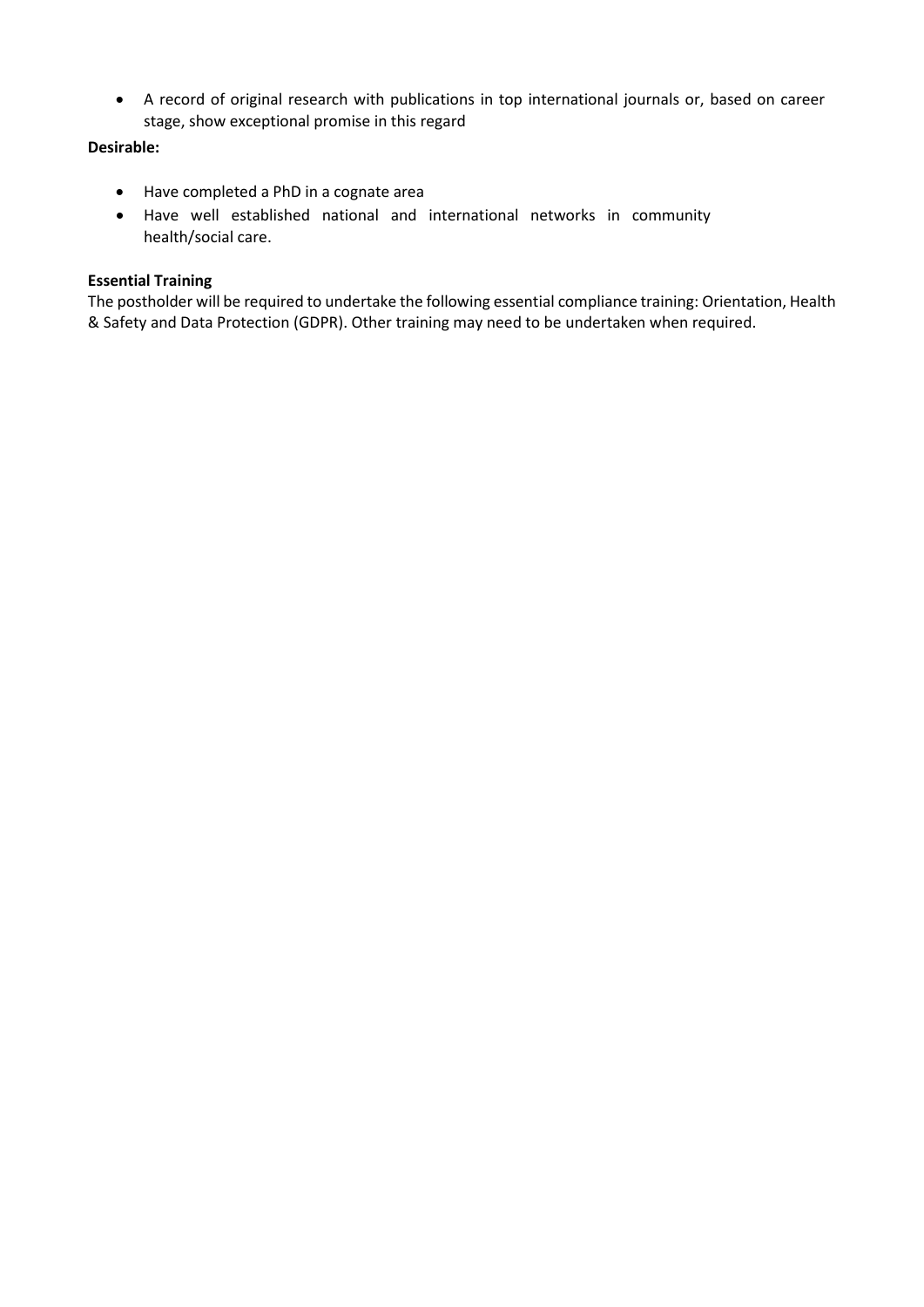- A record of original research with publications in top international journals or, based on career stage, show exceptional promise in this regard

**Desirable:**

- Have completed a PhD in a cognate area
- Have well established national and international networks in community health/social care.

**Essential Training**

The postholder will be required to undertake the following essential compliance training: Orientation, Health & Safety and Data Protection (GDPR). Other training may need to be undertaken when required.